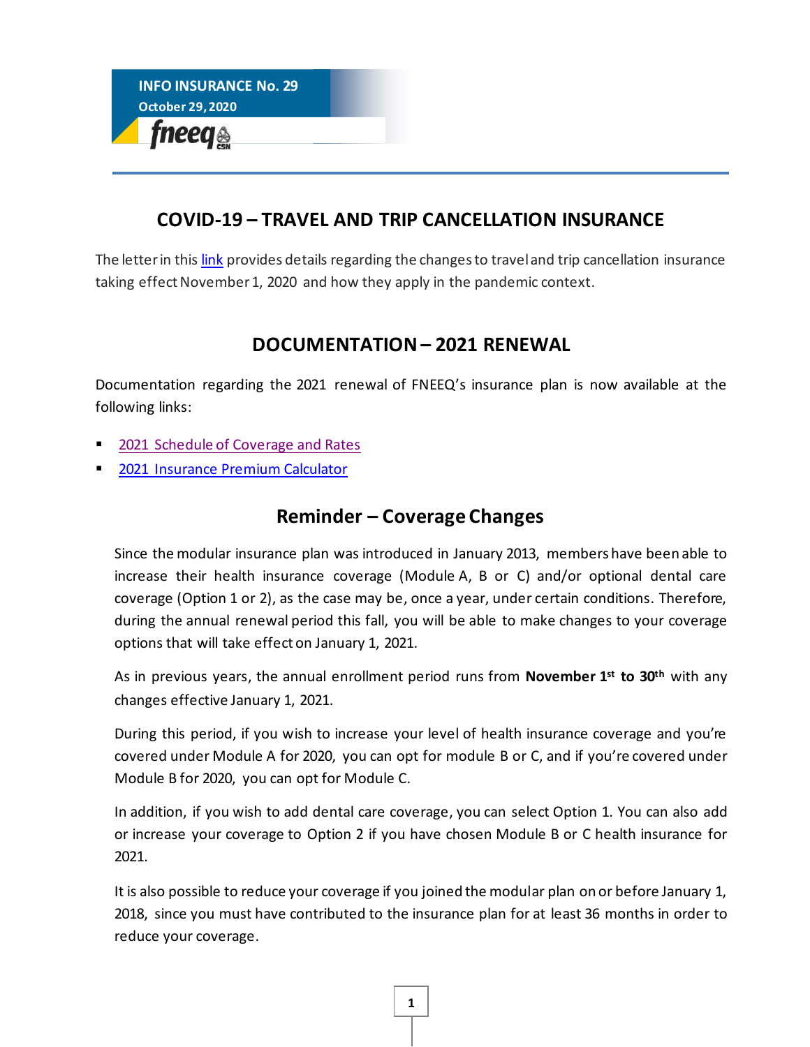INFO INSURANCE No. 29
October 29, 2020

fneeq CSN

## COVID-19 – TRAVEL AND TRIP CANCELLATION INSURANCE

The letter in this link provides details regarding the changes to travel and trip cancellation insurance taking effect November 1, 2020 and how they apply in the pandemic context.

## DOCUMENTATION – 2021 RENEWAL

Documentation regarding the 2021 renewal of FNEEQ's insurance plan is now available at the following links:

- 2021 Schedule of Coverage and Rates
- 2021 Insurance Premium Calculator

### Reminder – Coverage Changes

Since the modular insurance plan was introduced in January 2013, members have been able to increase their health insurance coverage (Module A, B or C) and/or optional dental care coverage (Option 1 or 2), as the case may be, once a year, under certain conditions. Therefore, during the annual renewal period this fall, you will be able to make changes to your coverage options that will take effect on January 1, 2021.

As in previous years, the annual enrollment period runs from **November 1st to 30th** with any changes effective January 1, 2021.

During this period, if you wish to increase your level of health insurance coverage and you're covered under Module A for 2020, you can opt for module B or C, and if you're covered under Module B for 2020, you can opt for Module C.

In addition, if you wish to add dental care coverage, you can select Option 1. You can also add or increase your coverage to Option 2 if you have chosen Module B or C health insurance for 2021.

It is also possible to reduce your coverage if you joined the modular plan on or before January 1, 2018, since you must have contributed to the insurance plan for at least 36 months in order to reduce your coverage.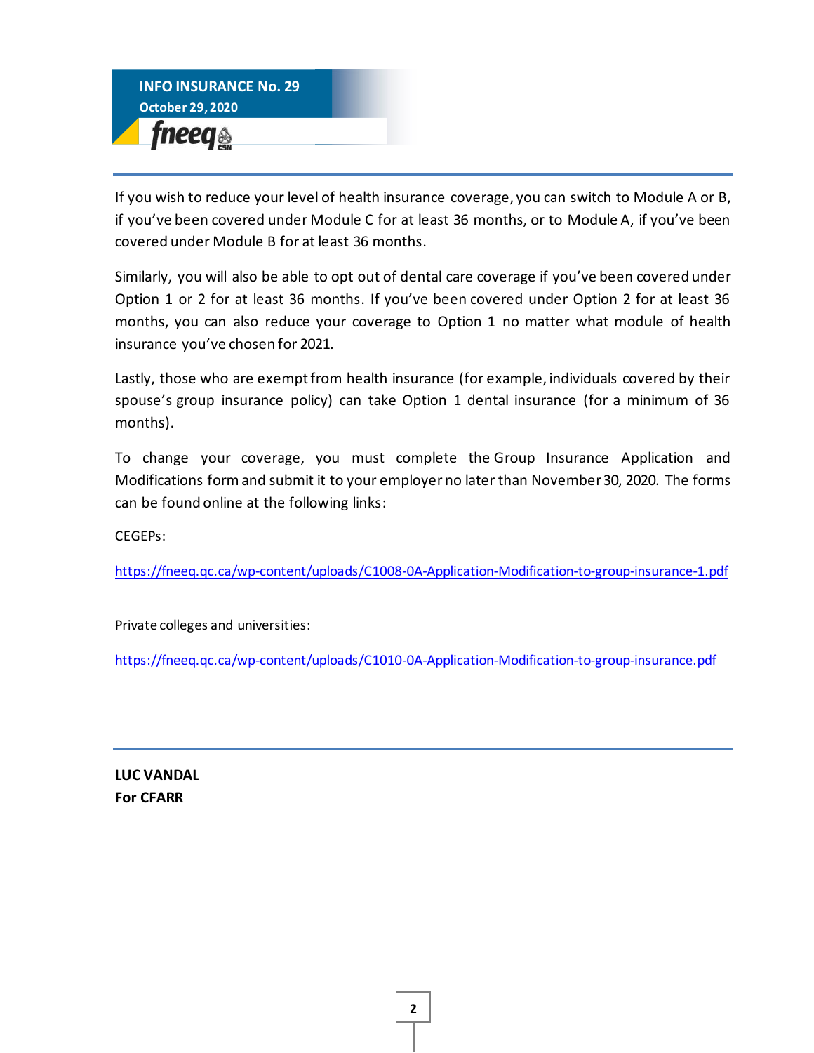If you wish to reduce your level of health insurance coverage, you can switch to Module A or B, if you've been covered under Module C for at least 36 months, or to Module A, if you've been covered under Module B for at least 36 months.

Similarly, you will also be able to opt out of dental care coverage if you've been covered under Option 1 or 2 for at least 36 months. If you've been covered under Option 2 for at least 36 months, you can also reduce your coverage to Option 1 no matter what module of health insurance you've chosen for 2021.

Lastly, those who are exempt from health insurance (for example, individuals covered by their spouse's group insurance policy) can take Option 1 dental insurance (for a minimum of 36 months).

To change your coverage, you must complete the Group Insurance Application and Modifications form and submit it to your employer no later than November 30, 2020. The forms can be found online at the following links:

CEGEPs:

https://fneeq.qc.ca/wp-content/uploads/C1008-0A-Application-Modification-to-group-insurance-1.pdf

Private colleges and universities:

https://fneeq.qc.ca/wp-content/uploads/C1010-0A-Application-Modification-to-group-insurance.pdf

---

**LUC VANDAL**
**For CFARR**